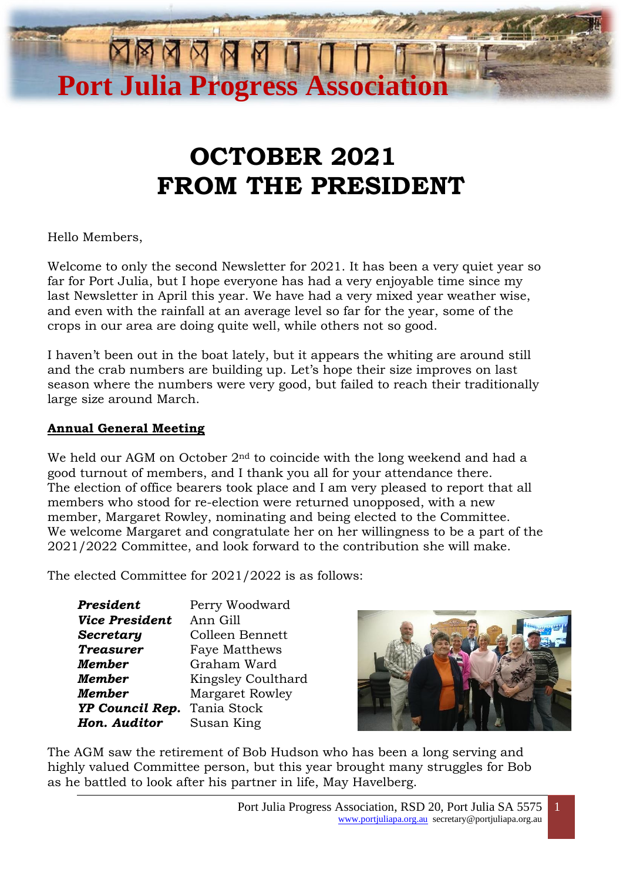# Port Julia Progress Association

# OCTOBER 2021
# FROM THE PRESIDENT

Hello Members,

Welcome to only the second Newsletter for 2021. It has been a very quiet year so far for Port Julia, but I hope everyone has had a very enjoyable time since my last Newsletter in April this year. We have had a very mixed year weather wise, and even with the rainfall at an average level so far for the year, some of the crops in our area are doing quite well, while others not so good.

I haven't been out in the boat lately, but it appears the whiting are around still and the crab numbers are building up. Let's hope their size improves on last season where the numbers were very good, but failed to reach their traditionally large size around March.

**Annual General Meeting**

We held our AGM on October 2nd to coincide with the long weekend and had a good turnout of members, and I thank you all for your attendance there. The election of office bearers took place and I am very pleased to report that all members who stood for re-election were returned unopposed, with a new member, Margaret Rowley, nominating and being elected to the Committee. We welcome Margaret and congratulate her on her willingness to be a part of the 2021/2022 Committee, and look forward to the contribution she will make.

The elected Committee for 2021/2022 is as follows:

| | |
|---|---|
| ***President*** | Perry Woodward |
| ***Vice President*** | Ann Gill |
| ***Secretary*** | Colleen Bennett |
| ***Treasurer*** | Faye Matthews |
| ***Member*** | Graham Ward |
| ***Member*** | Kingsley Coulthard |
| ***Member*** | Margaret Rowley |
| ***YP Council Rep.*** | Tania Stock |
| ***Hon. Auditor*** | Susan King |

The AGM saw the retirement of Bob Hudson who has been a long serving and highly valued Committee person, but this year brought many struggles for Bob as he battled to look after his partner in life, May Havelberg.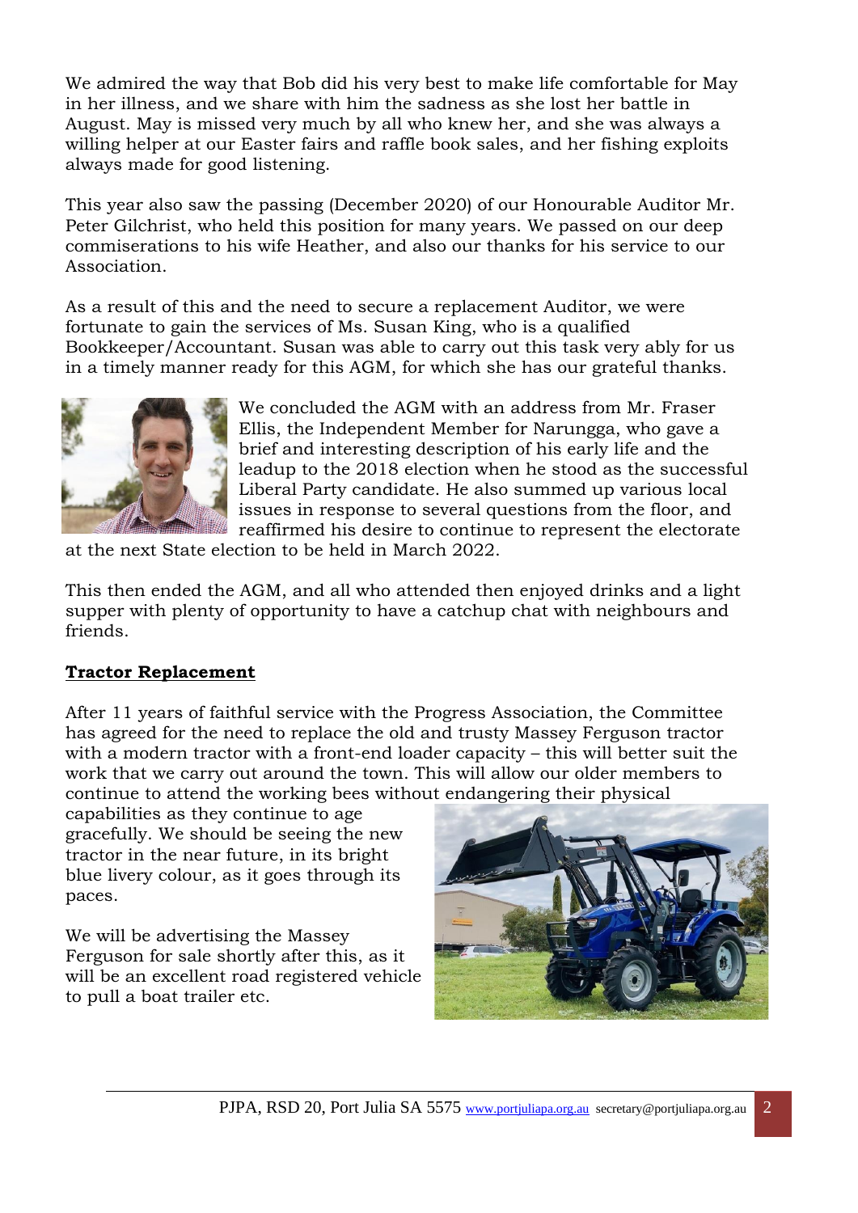We admired the way that Bob did his very best to make life comfortable for May in her illness, and we share with him the sadness as she lost her battle in August. May is missed very much by all who knew her, and she was always a willing helper at our Easter fairs and raffle book sales, and her fishing exploits always made for good listening.

This year also saw the passing (December 2020) of our Honourable Auditor Mr. Peter Gilchrist, who held this position for many years. We passed on our deep commiserations to his wife Heather, and also our thanks for his service to our Association.

As a result of this and the need to secure a replacement Auditor, we were fortunate to gain the services of Ms. Susan King, who is a qualified Bookkeeper/Accountant. Susan was able to carry out this task very ably for us in a timely manner ready for this AGM, for which she has our grateful thanks.

We concluded the AGM with an address from Mr. Fraser Ellis, the Independent Member for Narungga, who gave a brief and interesting description of his early life and the leadup to the 2018 election when he stood as the successful Liberal Party candidate. He also summed up various local issues in response to several questions from the floor, and reaffirmed his desire to continue to represent the electorate at the next State election to be held in March 2022.

This then ended the AGM, and all who attended then enjoyed drinks and a light supper with plenty of opportunity to have a catchup chat with neighbours and friends.

## Tractor Replacement

After 11 years of faithful service with the Progress Association, the Committee has agreed for the need to replace the old and trusty Massey Ferguson tractor with a modern tractor with a front-end loader capacity – this will better suit the work that we carry out around the town. This will allow our older members to continue to attend the working bees without endangering their physical capabilities as they continue to age gracefully. We should be seeing the new tractor in the near future, in its bright blue livery colour, as it goes through its paces.

We will be advertising the Massey Ferguson for sale shortly after this, as it will be an excellent road registered vehicle to pull a boat trailer etc.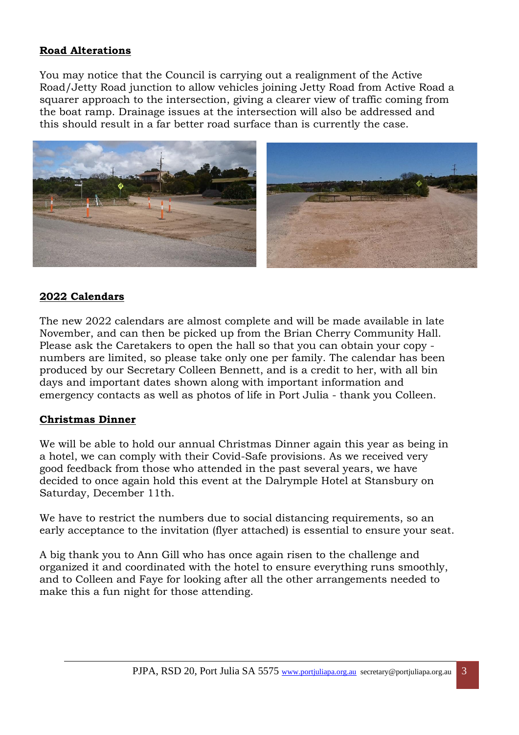## Road Alterations

You may notice that the Council is carrying out a realignment of the Active Road/Jetty Road junction to allow vehicles joining Jetty Road from Active Road a squarer approach to the intersection, giving a clearer view of traffic coming from the boat ramp. Drainage issues at the intersection will also be addressed and this should result in a far better road surface than is currently the case.

## 2022 Calendars

The new 2022 calendars are almost complete and will be made available in late November, and can then be picked up from the Brian Cherry Community Hall. Please ask the Caretakers to open the hall so that you can obtain your copy - numbers are limited, so please take only one per family. The calendar has been produced by our Secretary Colleen Bennett, and is a credit to her, with all bin days and important dates shown along with important information and emergency contacts as well as photos of life in Port Julia - thank you Colleen.

## Christmas Dinner

We will be able to hold our annual Christmas Dinner again this year as being in a hotel, we can comply with their Covid-Safe provisions. As we received very good feedback from those who attended in the past several years, we have decided to once again hold this event at the Dalrymple Hotel at Stansbury on Saturday, December 11th.

We have to restrict the numbers due to social distancing requirements, so an early acceptance to the invitation (flyer attached) is essential to ensure your seat.

A big thank you to Ann Gill who has once again risen to the challenge and organized it and coordinated with the hotel to ensure everything runs smoothly, and to Colleen and Faye for looking after all the other arrangements needed to make this a fun night for those attending.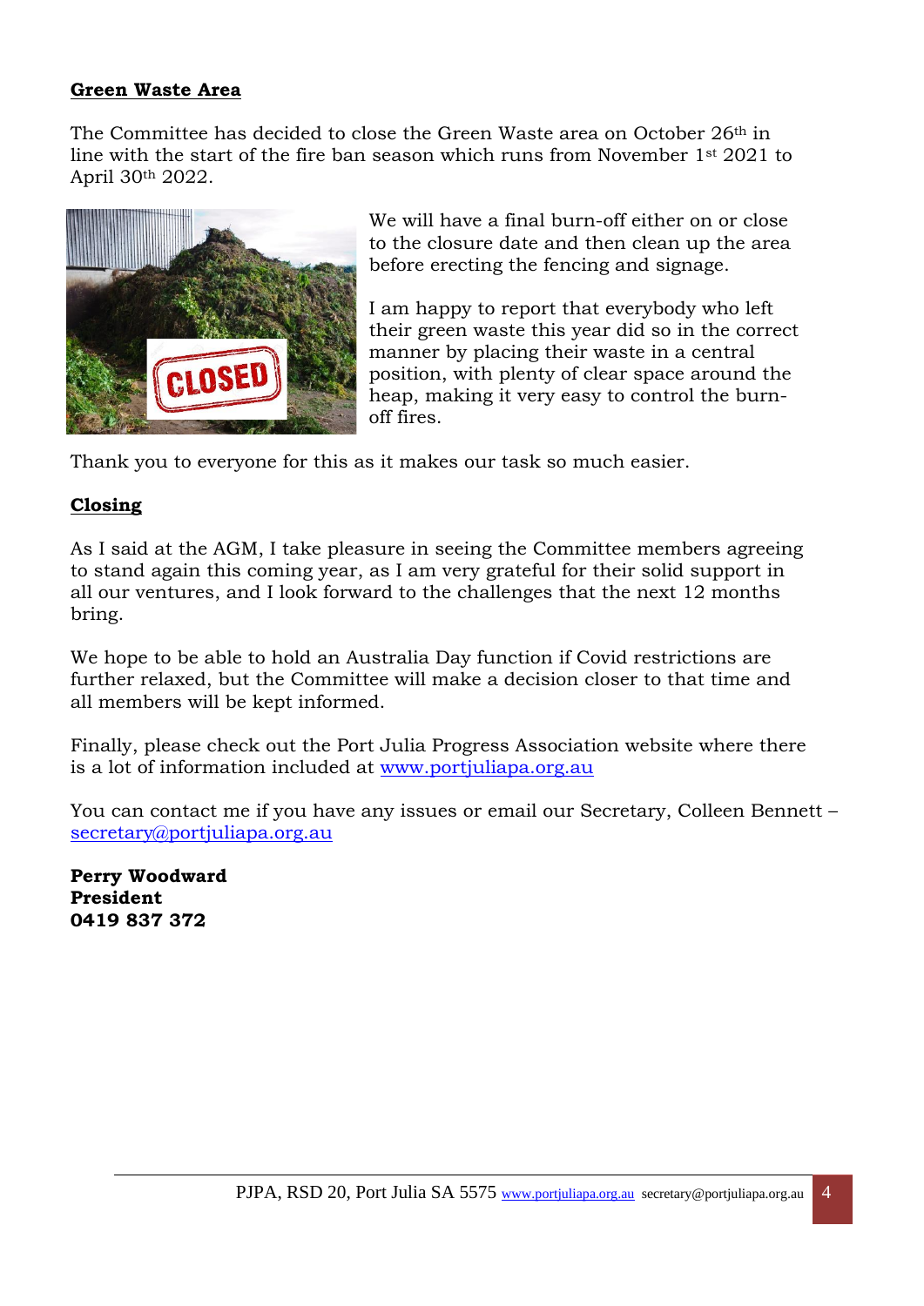## Green Waste Area

The Committee has decided to close the Green Waste area on October 26th in line with the start of the fire ban season which runs from November 1st 2021 to April 30th 2022.

We will have a final burn-off either on or close to the closure date and then clean up the area before erecting the fencing and signage.

I am happy to report that everybody who left their green waste this year did so in the correct manner by placing their waste in a central position, with plenty of clear space around the heap, making it very easy to control the burn-off fires.

Thank you to everyone for this as it makes our task so much easier.

## Closing

As I said at the AGM, I take pleasure in seeing the Committee members agreeing to stand again this coming year, as I am very grateful for their solid support in all our ventures, and I look forward to the challenges that the next 12 months bring.

We hope to be able to hold an Australia Day function if Covid restrictions are further relaxed, but the Committee will make a decision closer to that time and all members will be kept informed.

Finally, please check out the Port Julia Progress Association website where there is a lot of information included at [www.portjuliapa.org.au](http://www.portjuliapa.org.au)

You can contact me if you have any issues or email our Secretary, Colleen Bennett – [secretary@portjuliapa.org.au](mailto:secretary@portjuliapa.org.au)

**Perry Woodward**
**President**
**0419 837 372**